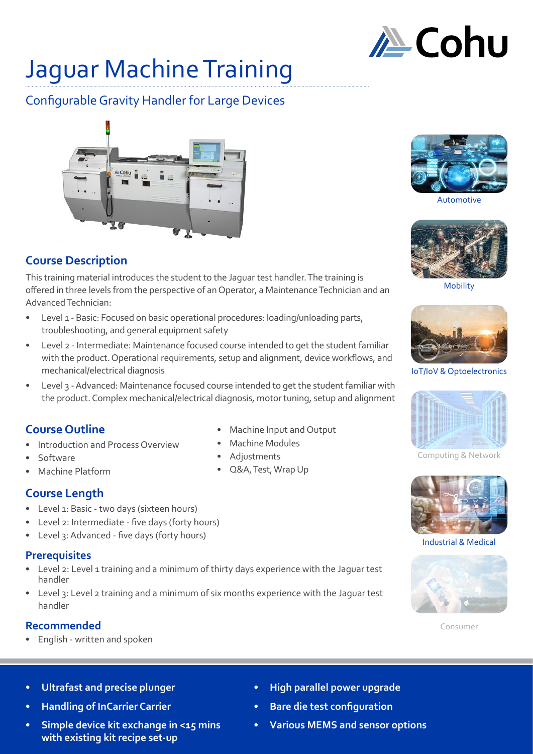# Jaguar Machine Training

## Configurable Gravity Handler for Large Devices

### Course Description

This training material introduces the student to the Jaguar test handler. The training is offered in three levels from the perspective of an Operator, a Maintenance Technician and an Advanced Technician:

- Level 1 - Basic: Focused on basic operational procedures: loading/unloading parts, troubleshooting, and general equipment safety
- Level 2 - Intermediate: Maintenance focused course intended to get the student familiar with the product. Operational requirements, setup and alignment, device workflows, and mechanical/electrical diagnosis
- Level 3 - Advanced: Maintenance focused course intended to get the student familiar with the product. Complex mechanical/electrical diagnosis, motor tuning, setup and alignment

### Course Outline

- Introduction and Process Overview
- Software
- Machine Platform
- Machine Input and Output
- Machine Modules
- Adjustments
- Q&A, Test, Wrap Up

### Course Length

- Level 1: Basic - two days (sixteen hours)
- Level 2: Intermediate - five days (forty hours)
- Level 3: Advanced - five days (forty hours)

### Prerequisites

- Level 2: Level 1 training and a minimum of thirty days experience with the Jaguar test handler
- Level 3: Level 2 training and a minimum of six months experience with the Jaguar test handler

### Recommended

- English - written and spoken

Automotive

Mobility

IoT/IoV & Optoelectronics

Computing & Network

Industrial & Medical

Consumer

- **Ultrafast and precise plunger**
- **Handling of InCarrier Carrier**
- **Simple device kit exchange in <15 mins with existing kit recipe set-up**
- **High parallel power upgrade**
- **Bare die test configuration**
- **Various MEMS and sensor options**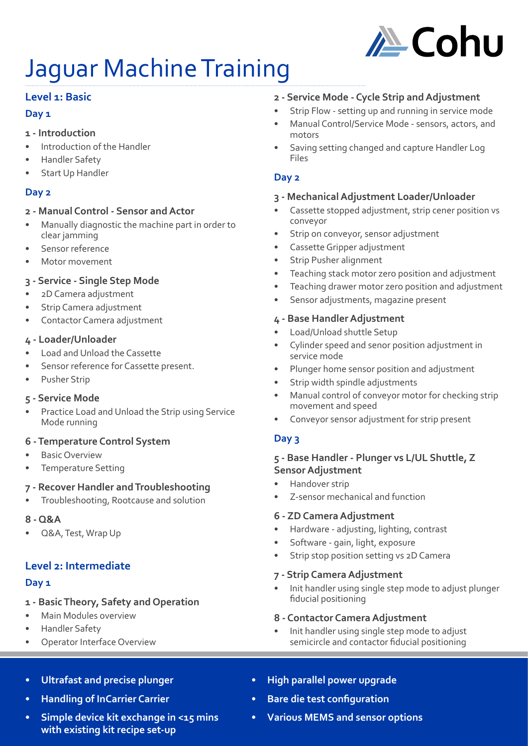# Jaguar Machine Training

## Level 1: Basic

### Day 1

#### 1 - Introduction

- Introduction of the Handler
- Handler Safety
- Start Up Handler

### Day 2

#### 2 - Manual Control - Sensor and Actor

- Manually diagnostic the machine part in order to clear jamming
- Sensor reference
- Motor movement

#### 3 - Service - Single Step Mode

- 2D Camera adjustment
- Strip Camera adjustment
- Contactor Camera adjustment

#### 4 - Loader/Unloader

- Load and Unload the Cassette
- Sensor reference for Cassette present.
- Pusher Strip

#### 5 - Service Mode

- Practice Load and Unload the Strip using Service Mode running

#### 6 - Temperature Control System

- Basic Overview
- Temperature Setting

#### 7 - Recover Handler and Troubleshooting

- Troubleshooting, Rootcause and solution

#### 8 - Q&A

- Q&A, Test, Wrap Up

## Level 2: Intermediate

### Day 1

#### 1 - Basic Theory, Safety and Operation

- Main Modules overview
- Handler Safety
- Operator Interface Overview

#### 2 - Service Mode - Cycle Strip and Adjustment

- Strip Flow - setting up and running in service mode
- Manual Control/Service Mode - sensors, actors, and motors
- Saving setting changed and capture Handler Log Files

### Day 2

#### 3 - Mechanical Adjustment Loader/Unloader

- Cassette stopped adjustment, strip cener position vs conveyor
- Strip on conveyor, sensor adjustment
- Cassette Gripper adjustment
- Strip Pusher alignment
- Teaching stack motor zero position and adjustment
- Teaching drawer motor zero position and adjustment
- Sensor adjustments, magazine present

#### 4 - Base Handler Adjustment

- Load/Unload shuttle Setup
- Cylinder speed and senor position adjustment in service mode
- Plunger home sensor position and adjustment
- Strip width spindle adjustments
- Manual control of conveyor motor for checking strip movement and speed
- Conveyor sensor adjustment for strip present

### Day 3

#### 5 - Base Handler - Plunger vs L/UL Shuttle, Z Sensor Adjustment

- Handover strip
- Z-sensor mechanical and function

#### 6 - ZD Camera Adjustment

- Hardware - adjusting, lighting, contrast
- Software - gain, light, exposure
- Strip stop position setting vs 2D Camera

#### 7 - Strip Camera Adjustment

- Init handler using single step mode to adjust plunger fiducial positioning

#### 8 - Contactor Camera Adjustment

- Init handler using single step mode to adjust semicircle and contactor fiducial positioning

---

- **Ultrafast and precise plunger**
- **Handling of InCarrier Carrier**
- **Simple device kit exchange in <15 mins with existing kit recipe set-up**
- **High parallel power upgrade**
- **Bare die test configuration**
- **Various MEMS and sensor options**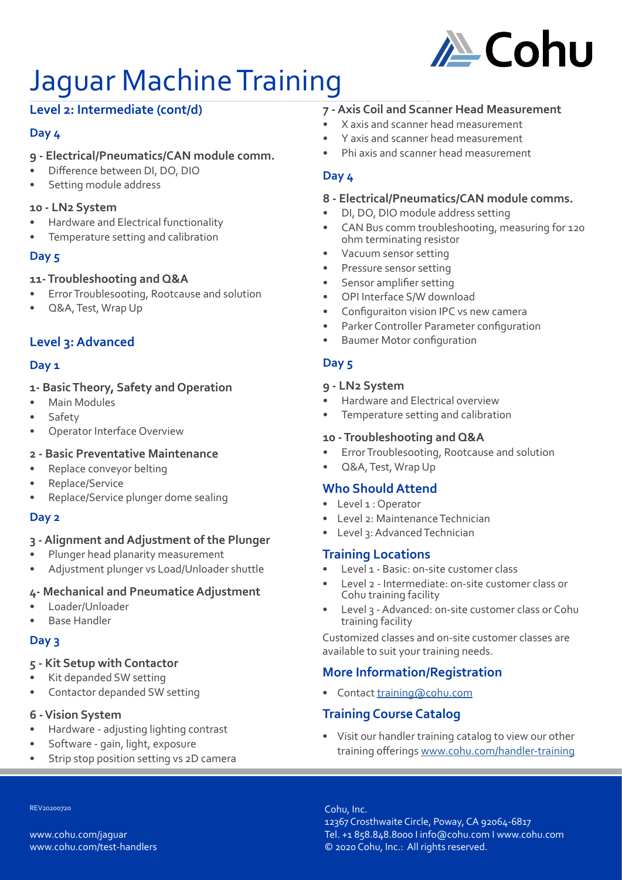# Jaguar Machine Training

## Level 2: Intermediate (cont/d)

### Day 4

#### 9 - Electrical/Pneumatics/CAN module comm.

- Difference between DI, DO, DIO
- Setting module address

#### 10 - LN2 System

- Hardware and Electrical functionality
- Temperature setting and calibration

### Day 5

#### 11- Troubleshooting and Q&A

- Error Troublesooting, Rootcause and solution
- Q&A, Test, Wrap Up

## Level 3: Advanced

### Day 1

#### 1- Basic Theory, Safety and Operation

- Main Modules
- Safety
- Operator Interface Overview

#### 2 - Basic Preventative Maintenance

- Replace conveyor belting
- Replace/Service
- Replace/Service plunger dome sealing

### Day 2

#### 3 - Alignment and Adjustment of the Plunger

- Plunger head planarity measurement
- Adjustment plunger vs Load/Unloader shuttle

#### 4- Mechanical and Pneumatic Adjustment

- Loader/Unloader
- Base Handler

### Day 3

#### 5 - Kit Setup with Contactor

- Kit depanded SW setting
- Contactor depanded SW setting

#### 6 - Vision System

- Hardware - adjusting lighting contrast
- Software - gain, light, exposure
- Strip stop position setting vs 2D camera

#### 7 - Axis Coil and Scanner Head Measurement

- X axis and scanner head measurement
- Y axis and scanner head measurement
- Phi axis and scanner head measurement

### Day 4

#### 8 - Electrical/Pneumatics/CAN module comms.

- DI, DO, DIO module address setting
- CAN Bus comm troubleshooting, measuring for 120 ohm terminating resistor
- Vacuum sensor setting
- Pressure sensor setting
- Sensor amplifier setting
- OPI Interface S/W download
- Configuraiton vision IPC vs new camera
- Parker Controller Parameter configuration
- Baumer Motor configuration

### Day 5

#### 9 - LN2 System

- Hardware and Electrical overview
- Temperature setting and calibration

#### 10 - Troubleshooting and Q&A

- Error Troublesooting, Rootcause and solution
- Q&A, Test, Wrap Up

## Who Should Attend

- Level 1 : Operator
- Level 2: Maintenance Technician
- Level 3: Advanced Technician

## Training Locations

- Level 1 - Basic: on-site customer class
- Level 2 - Intermediate: on-site customer class or Cohu training facility
- Level 3 - Advanced: on-site customer class or Cohu training facility

Customized classes and on-site customer classes are available to suit your training needs.

## More Information/Registration

- Contact training@cohu.com

## Training Course Catalog

- Visit our handler training catalog to view our other training offerings www.cohu.com/handler-training

REV20200720

www.cohu.com/jaguar
www.cohu.com/test-handlers

Cohu, Inc.
12367 Crosthwaite Circle, Poway, CA 92064-6817
Tel. +1 858.848.8000 I info@cohu.com I www.cohu.com
© 2020 Cohu, Inc.: All rights reserved.